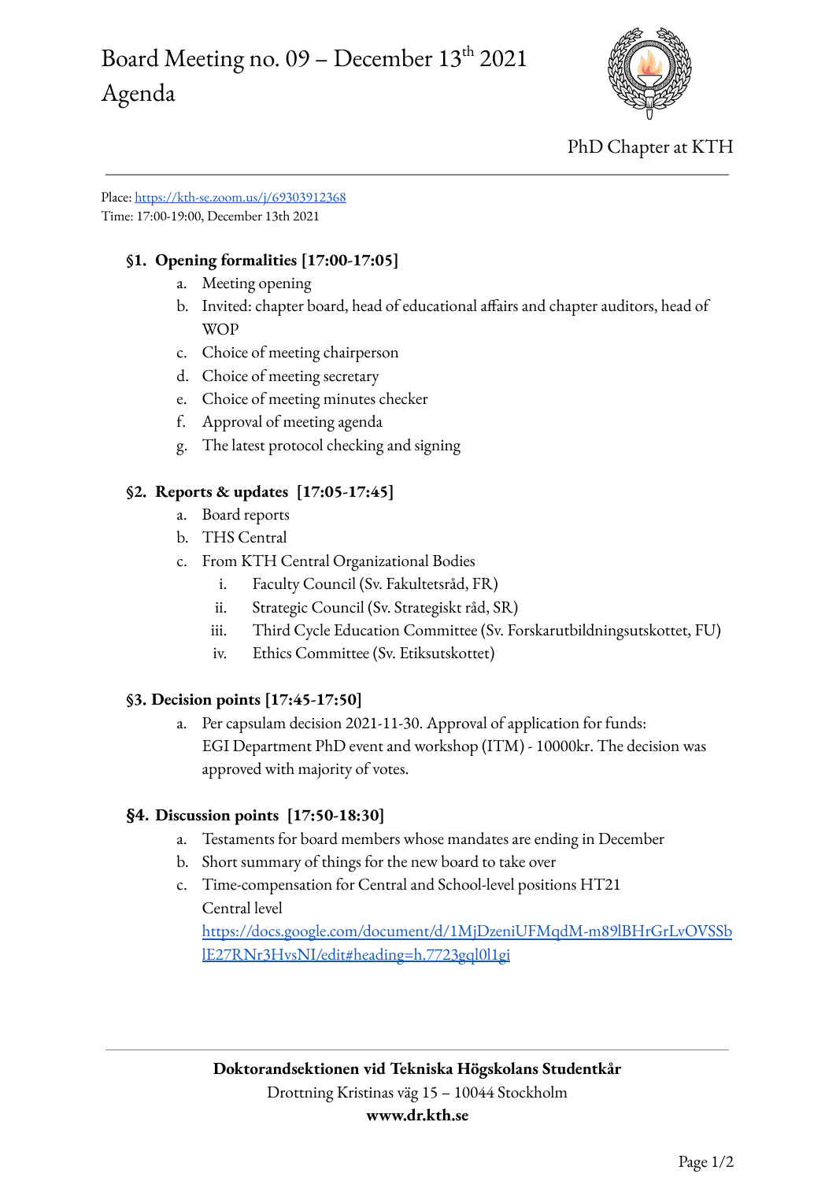# Board Meeting no. 09 – December 13th 2021

# Agenda

PhD Chapter at KTH

Place: https://kth-se.zoom.us/j/69303912368
Time: 17:00-19:00, December 13th 2021

## §1. Opening formalities [17:00-17:05]

a. Meeting opening
b. Invited: chapter board, head of educational affairs and chapter auditors, head of WOP
c. Choice of meeting chairperson
d. Choice of meeting secretary
e. Choice of meeting minutes checker
f. Approval of meeting agenda
g. The latest protocol checking and signing

## §2. Reports & updates [17:05-17:45]

a. Board reports
b. THS Central
c. From KTH Central Organizational Bodies
   i. Faculty Council (Sv. Fakultetsråd, FR)
   ii. Strategic Council (Sv. Strategiskt råd, SR)
   iii. Third Cycle Education Committee (Sv. Forskarutbildningsutskottet, FU)
   iv. Ethics Committee (Sv. Etiksutskottet)

## §3. Decision points [17:45-17:50]

a. Per capsulam decision 2021-11-30. Approval of application for funds: EGI Department PhD event and workshop (ITM) - 10000kr. The decision was approved with majority of votes.

## §4. Discussion points [17:50-18:30]

a. Testaments for board members whose mandates are ending in December
b. Short summary of things for the new board to take over
c. Time-compensation for Central and School-level positions HT21
   Central level
   https://docs.google.com/document/d/1MjDzeniUFMqdM-m89lBHrGrLvOVSSblE27RNr3HvsNI/edit#heading=h.7723gql0l1gi

**Doktorandsektionen vid Tekniska Högskolans Studentkår**
Drottning Kristinas väg 15 – 10044 Stockholm
**www.dr.kth.se**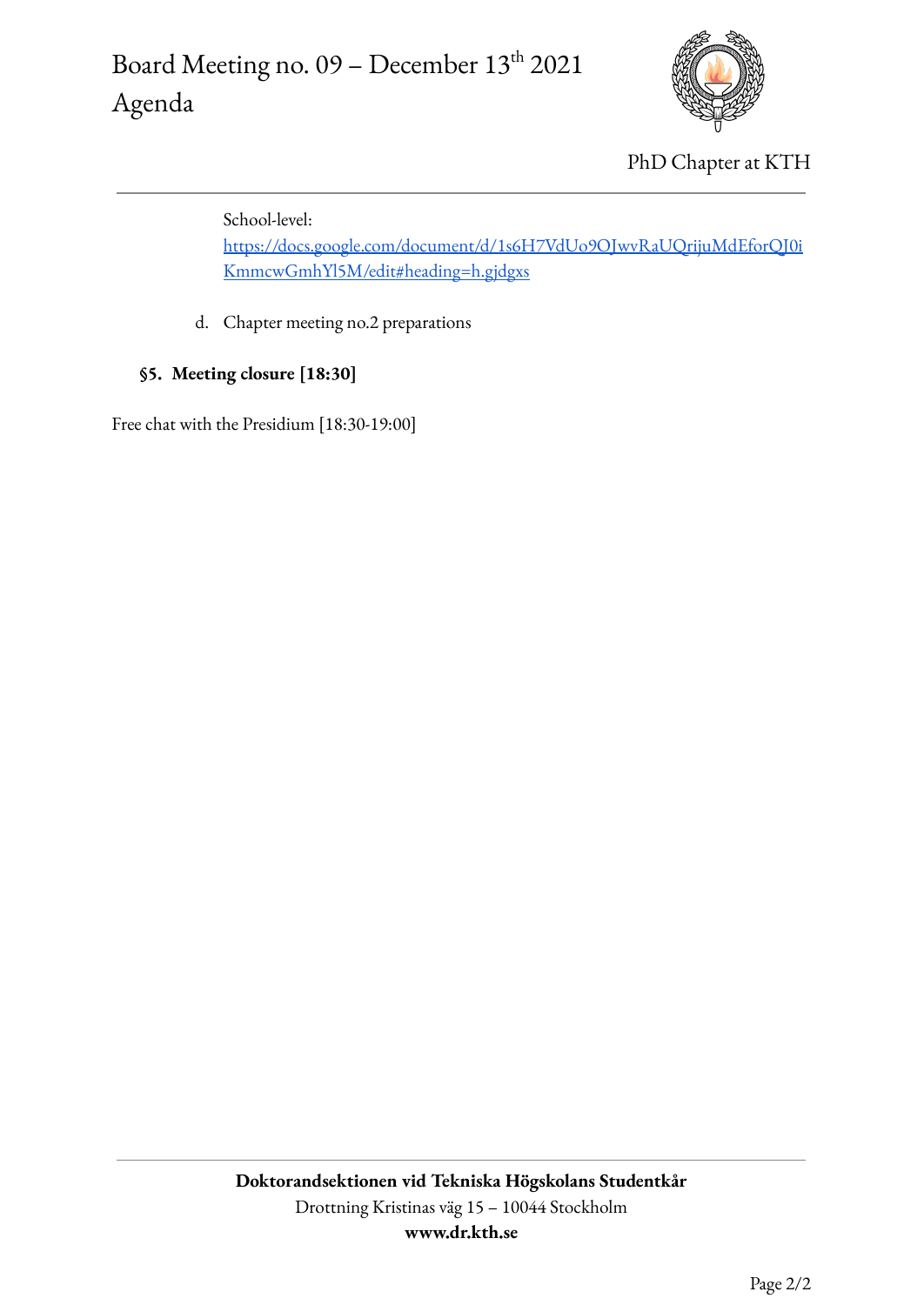School-level: [https://docs.google.com/document/d/1s6H7VdUo9OJwvRaUQrijuMdEforQJ0iKmmcwGmhYl5M/edit#heading=h.gjdgxs](https://docs.google.com/document/d/1s6H7VdUo9OJwvRaUQrijuMdEforQJ0iKmmcwGmhYl5M/edit#heading=h.gjdgxs)

d. Chapter meeting no.2 preparations

**§5. Meeting closure [18:30]**

Free chat with the Presidium [18:30-19:00]